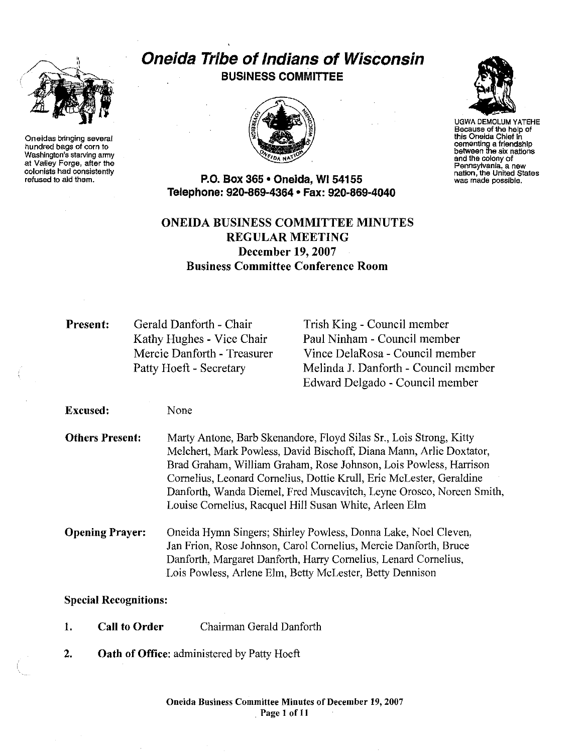# Oneida Tribe of Indians of Wisconsin

## BUSINESS COMMITTEE

Oneidas bringing several hundred bags of corn to Washington's starving army at Valley Forge, after the colonists had consistently refused to aid them.

UGWA DEMOLUM YATEHE
Because of the help of this Oneida Chief in cementing a friendship between the six nations and the colony of Pennsylvania, a new nation, the United States was made possible.

**P.O. Box 365 • Oneida, WI 54155**
**Telephone: 920-869-4364 • Fax: 920-869-4040**

## ONEIDA BUSINESS COMMITTEE MINUTES
## REGULAR MEETING
## December 19, 2007
## Business Committee Conference Room

**Present:**

Gerald Danforth - Chair
Kathy Hughes - Vice Chair
Mercie Danforth - Treasurer
Patty Hoeft - Secretary
Trish King - Council member
Paul Ninham - Council member
Vince DelaRosa - Council member
Melinda J. Danforth - Council member
Edward Delgado - Council member

**Excused:** None

**Others Present:** Marty Antone, Barb Skenandore, Floyd Silas Sr., Lois Strong, Kitty Melchert, Mark Powless, David Bischoff, Diana Mann, Arlie Doxtator, Brad Graham, William Graham, Rose Johnson, Lois Powless, Harrison Cornelius, Leonard Cornelius, Dottie Krull, Eric McLester, Geraldine Danforth, Wanda Diemel, Fred Muscavitch, Leyne Orosco, Noreen Smith, Louise Cornelius, Racquel Hill Susan White, Arleen Elm

**Opening Prayer:** Oneida Hymn Singers; Shirley Powless, Donna Lake, Noel Cleven, Jan Frion, Rose Johnson, Carol Cornelius, Mercie Danforth, Bruce Danforth, Margaret Danforth, Harry Cornelius, Lenard Cornelius, Lois Powless, Arlene Elm, Betty McLester, Betty Dennison

**Special Recognitions:**

1. **Call to Order** Chairman Gerald Danforth

2. **Oath of Office**: administered by Patty Hoeft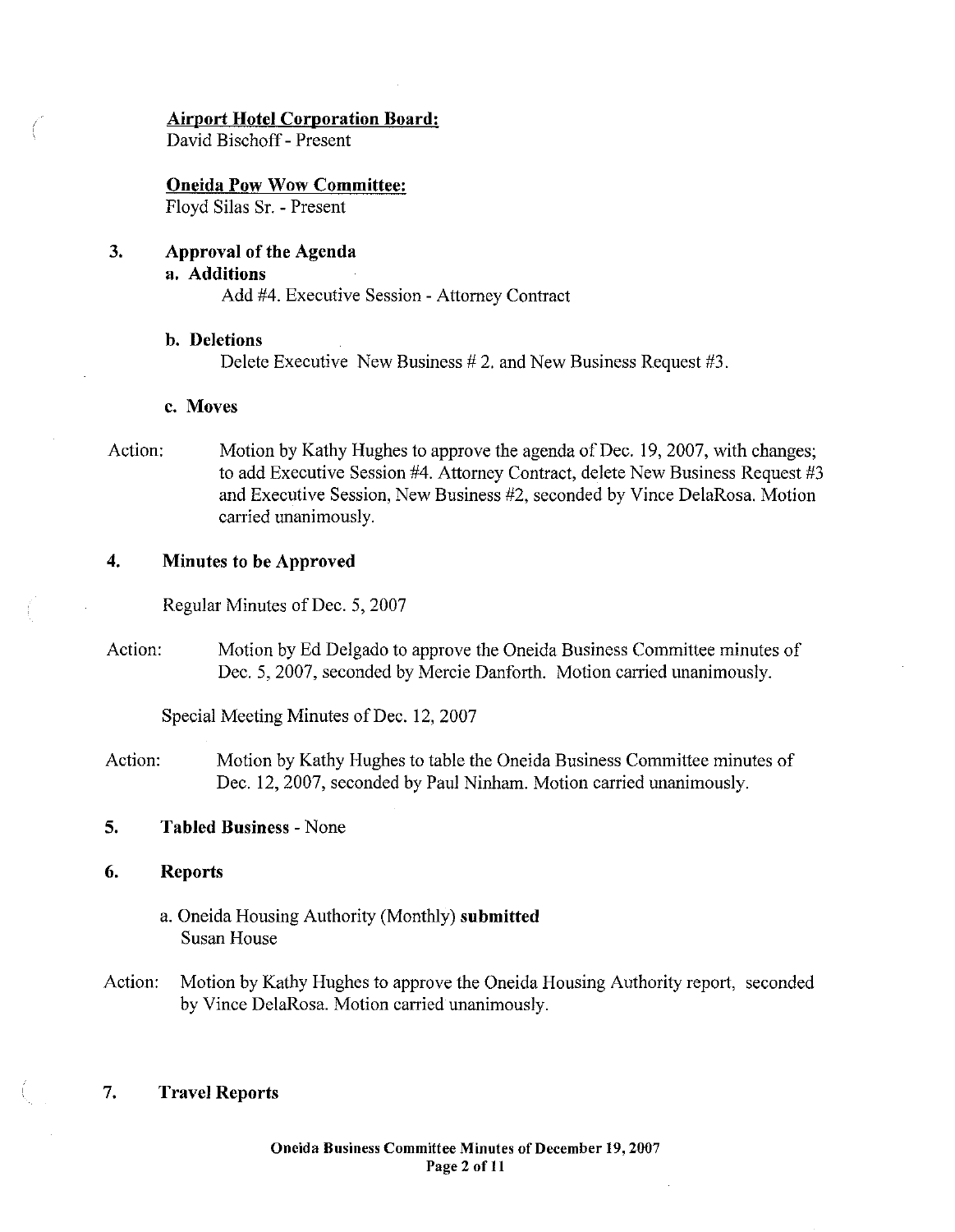**Airport Hotel Corporation Board:**
David Bischoff - Present

**Oneida Pow Wow Committee:**
Floyd Silas Sr. - Present

## 3. Approval of the Agenda

**a. Additions**

Add #4. Executive Session - Attorney Contract

**b. Deletions**

Delete Executive New Business # 2. and New Business Request #3.

**c. Moves**

Action: Motion by Kathy Hughes to approve the agenda of Dec. 19, 2007, with changes; to add Executive Session #4. Attorney Contract, delete New Business Request #3 and Executive Session, New Business #2, seconded by Vince DelaRosa. Motion carried unanimously.

## 4. Minutes to be Approved

Regular Minutes of Dec. 5, 2007

Action: Motion by Ed Delgado to approve the Oneida Business Committee minutes of Dec. 5, 2007, seconded by Mercie Danforth. Motion carried unanimously.

Special Meeting Minutes of Dec. 12, 2007

Action: Motion by Kathy Hughes to table the Oneida Business Committee minutes of Dec. 12, 2007, seconded by Paul Ninham. Motion carried unanimously.

## 5. Tabled Business - None

## 6. Reports

a. Oneida Housing Authority (Monthly) **submitted**
Susan House

Action: Motion by Kathy Hughes to approve the Oneida Housing Authority report, seconded by Vince DelaRosa. Motion carried unanimously.

## 7. Travel Reports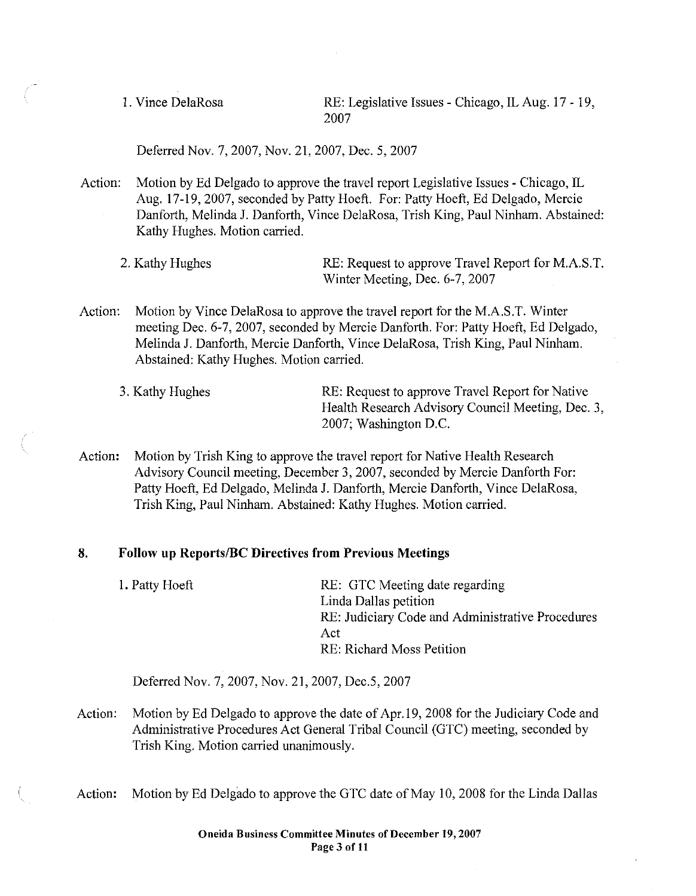1. Vince DelaRosa — RE: Legislative Issues - Chicago, IL Aug. 17 - 19, 2007

Deferred Nov. 7, 2007, Nov. 21, 2007, Dec. 5, 2007

Action: Motion by Ed Delgado to approve the travel report Legislative Issues - Chicago, IL Aug. 17-19, 2007, seconded by Patty Hoeft. For: Patty Hoeft, Ed Delgado, Mercie Danforth, Melinda J. Danforth, Vince DelaRosa, Trish King, Paul Ninham. Abstained: Kathy Hughes. Motion carried.

2. Kathy Hughes — RE: Request to approve Travel Report for M.A.S.T. Winter Meeting, Dec. 6-7, 2007

Action: Motion by Vince DelaRosa to approve the travel report for the M.A.S.T. Winter meeting Dec. 6-7, 2007, seconded by Mercie Danforth. For: Patty Hoeft, Ed Delgado, Melinda J. Danforth, Mercie Danforth, Vince DelaRosa, Trish King, Paul Ninham. Abstained: Kathy Hughes. Motion carried.

3. Kathy Hughes — RE: Request to approve Travel Report for Native Health Research Advisory Council Meeting, Dec. 3, 2007; Washington D.C.

Action: Motion by Trish King to approve the travel report for Native Health Research Advisory Council meeting, December 3, 2007, seconded by Mercie Danforth For: Patty Hoeft, Ed Delgado, Melinda J. Danforth, Mercie Danforth, Vince DelaRosa, Trish King, Paul Ninham. Abstained: Kathy Hughes. Motion carried.

## 8. Follow up Reports/BC Directives from Previous Meetings

1. Patty Hoeft — RE: GTC Meeting date regarding Linda Dallas petition
   RE: Judiciary Code and Administrative Procedures Act
   RE: Richard Moss Petition

Deferred Nov. 7, 2007, Nov. 21, 2007, Dec.5, 2007

Action: Motion by Ed Delgado to approve the date of Apr.19, 2008 for the Judiciary Code and Administrative Procedures Act General Tribal Council (GTC) meeting, seconded by Trish King. Motion carried unanimously.

Action: Motion by Ed Delgado to approve the GTC date of May 10, 2008 for the Linda Dallas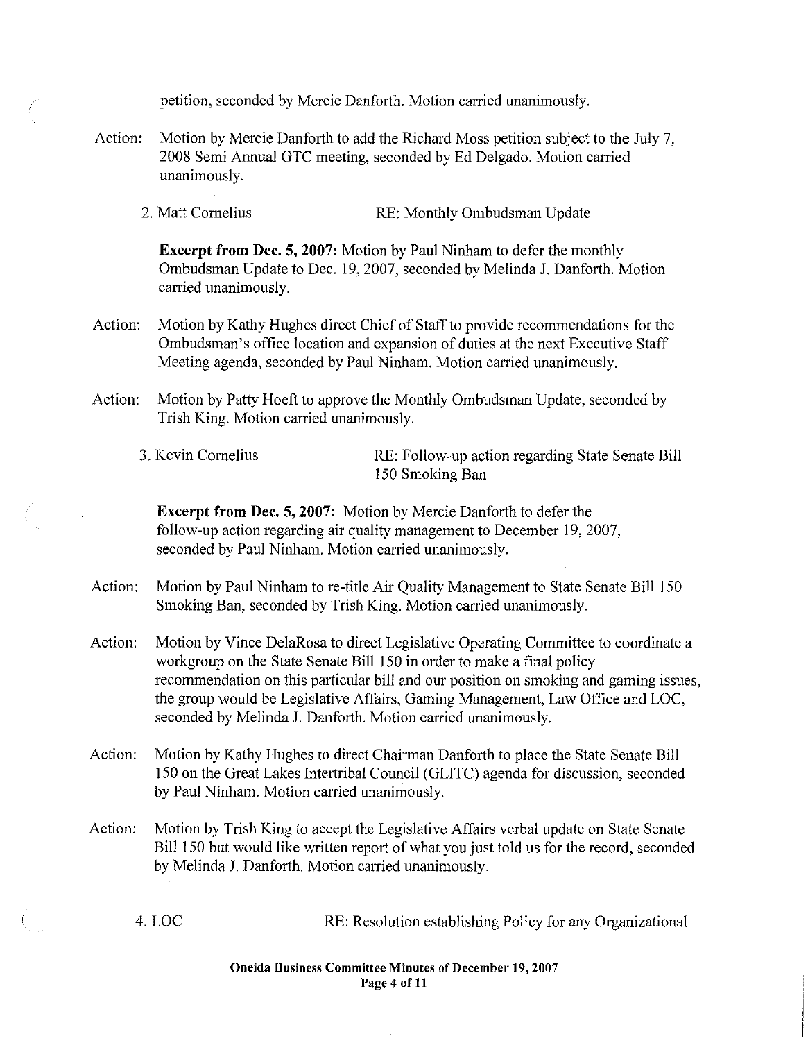petition, seconded by Mercie Danforth. Motion carried unanimously.

Action: Motion by Mercie Danforth to add the Richard Moss petition subject to the July 7, 2008 Semi Annual GTC meeting, seconded by Ed Delgado. Motion carried unanimously.

2. Matt Cornelius — RE: Monthly Ombudsman Update

**Excerpt from Dec. 5, 2007:** Motion by Paul Ninham to defer the monthly Ombudsman Update to Dec. 19, 2007, seconded by Melinda J. Danforth. Motion carried unanimously.

Action: Motion by Kathy Hughes direct Chief of Staff to provide recommendations for the Ombudsman's office location and expansion of duties at the next Executive Staff Meeting agenda, seconded by Paul Ninham. Motion carried unanimously.

Action: Motion by Patty Hoeft to approve the Monthly Ombudsman Update, seconded by Trish King. Motion carried unanimously.

3. Kevin Cornelius — RE: Follow-up action regarding State Senate Bill 150 Smoking Ban

**Excerpt from Dec. 5, 2007:** Motion by Mercie Danforth to defer the follow-up action regarding air quality management to December 19, 2007, seconded by Paul Ninham. Motion carried unanimously.

Action: Motion by Paul Ninham to re-title Air Quality Management to State Senate Bill 150 Smoking Ban, seconded by Trish King. Motion carried unanimously.

Action: Motion by Vince DelaRosa to direct Legislative Operating Committee to coordinate a workgroup on the State Senate Bill 150 in order to make a final policy recommendation on this particular bill and our position on smoking and gaming issues, the group would be Legislative Affairs, Gaming Management, Law Office and LOC, seconded by Melinda J. Danforth. Motion carried unanimously.

Action: Motion by Kathy Hughes to direct Chairman Danforth to place the State Senate Bill 150 on the Great Lakes Intertribal Council (GLITC) agenda for discussion, seconded by Paul Ninham. Motion carried unanimously.

Action: Motion by Trish King to accept the Legislative Affairs verbal update on State Senate Bill 150 but would like written report of what you just told us for the record, seconded by Melinda J. Danforth. Motion carried unanimously.

4. LOC — RE: Resolution establishing Policy for any Organizational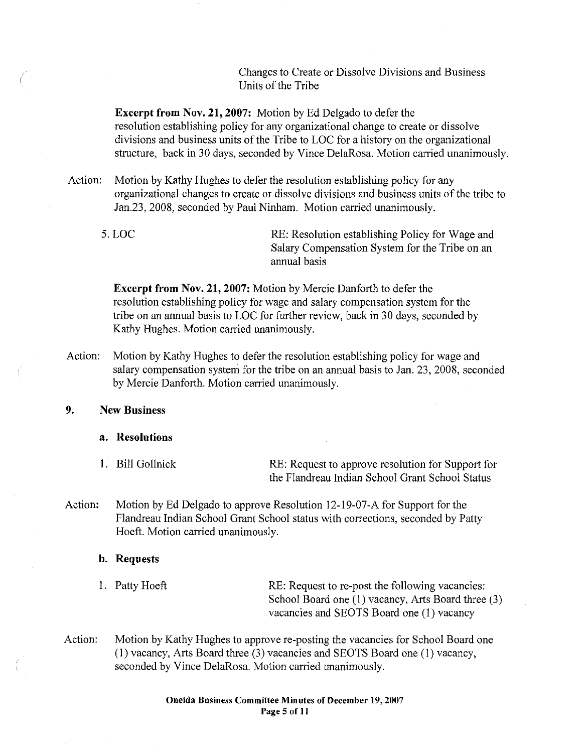Changes to Create or Dissolve Divisions and Business Units of the Tribe

**Excerpt from Nov. 21, 2007:** Motion by Ed Delgado to defer the resolution establishing policy for any organizational change to create or dissolve divisions and business units of the Tribe to LOC for a history on the organizational structure, back in 30 days, seconded by Vince DelaRosa. Motion carried unanimously.

Action: Motion by Kathy Hughes to defer the resolution establishing policy for any organizational changes to create or dissolve divisions and business units of the tribe to Jan.23, 2008, seconded by Paul Ninham. Motion carried unanimously.

5. LOC — RE: Resolution establishing Policy for Wage and Salary Compensation System for the Tribe on an annual basis

**Excerpt from Nov. 21, 2007:** Motion by Mercie Danforth to defer the resolution establishing policy for wage and salary compensation system for the tribe on an annual basis to LOC for further review, back in 30 days, seconded by Kathy Hughes. Motion carried unanimously.

Action: Motion by Kathy Hughes to defer the resolution establishing policy for wage and salary compensation system for the tribe on an annual basis to Jan. 23, 2008, seconded by Mercie Danforth. Motion carried unanimously.

## 9. New Business

### a. Resolutions

1. Bill Gollnick — RE: Request to approve resolution for Support for the Flandreau Indian School Grant School Status

Action: Motion by Ed Delgado to approve Resolution 12-19-07-A for Support for the Flandreau Indian School Grant School status with corrections, seconded by Patty Hoeft. Motion carried unanimously.

### b. Requests

1. Patty Hoeft — RE: Request to re-post the following vacancies: School Board one (1) vacancy, Arts Board three (3) vacancies and SEOTS Board one (1) vacancy

Action: Motion by Kathy Hughes to approve re-posting the vacancies for School Board one (1) vacancy, Arts Board three (3) vacancies and SEOTS Board one (1) vacancy, seconded by Vince DelaRosa. Motion carried unanimously.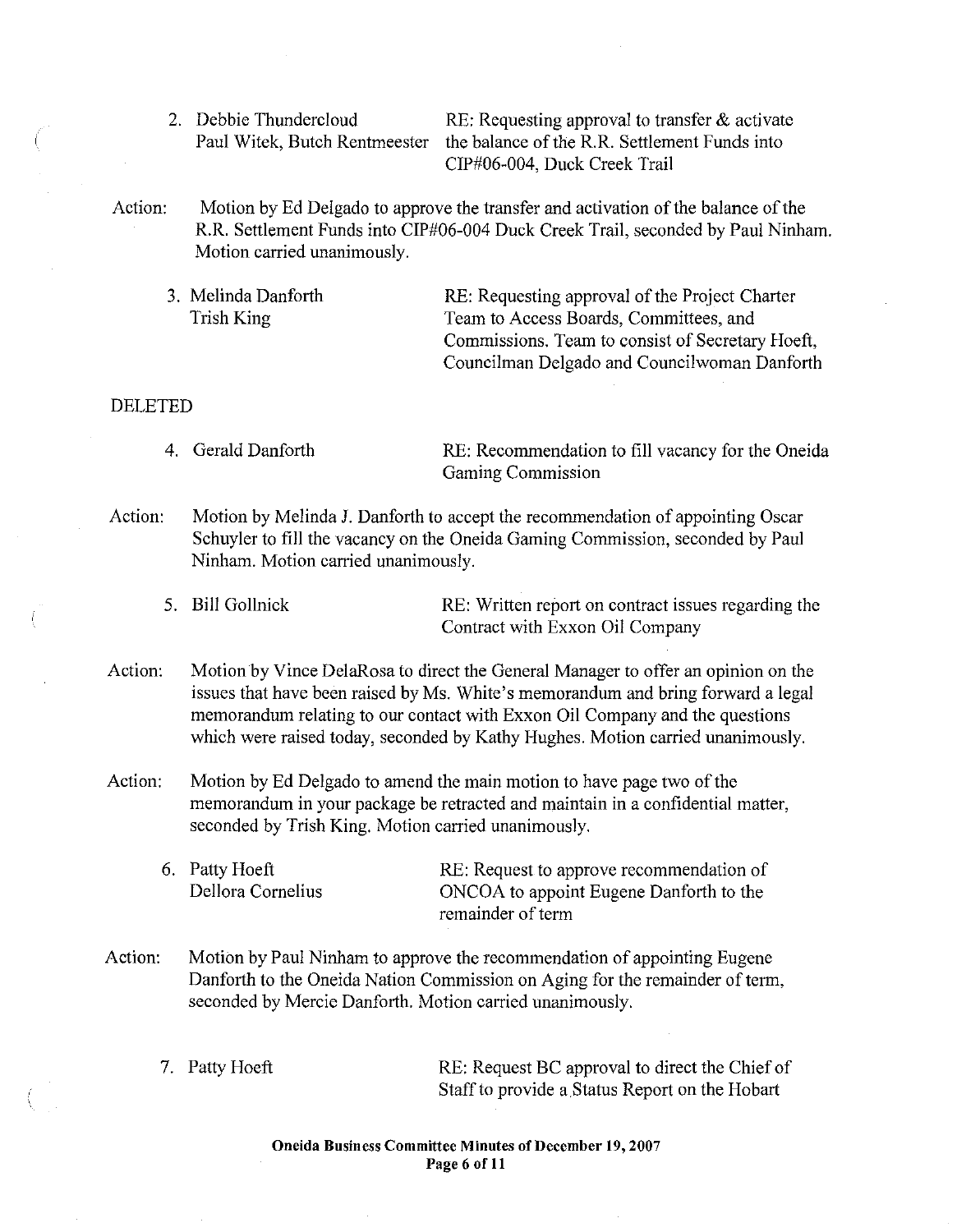2. Debbie Thundercloud, Paul Witek, Butch Rentmeester — RE: Requesting approval to transfer & activate the balance of the R.R. Settlement Funds into CIP#06-004, Duck Creek Trail

Action: Motion by Ed Delgado to approve the transfer and activation of the balance of the R.R. Settlement Funds into CIP#06-004 Duck Creek Trail, seconded by Paul Ninham. Motion carried unanimously.

3. Melinda Danforth, Trish King — RE: Requesting approval of the Project Charter Team to Access Boards, Committees, and Commissions. Team to consist of Secretary Hoeft, Councilman Delgado and Councilwoman Danforth

DELETED

4. Gerald Danforth — RE: Recommendation to fill vacancy for the Oneida Gaming Commission

Action: Motion by Melinda J. Danforth to accept the recommendation of appointing Oscar Schuyler to fill the vacancy on the Oneida Gaming Commission, seconded by Paul Ninham. Motion carried unanimously.

5. Bill Gollnick — RE: Written report on contract issues regarding the Contract with Exxon Oil Company

Action: Motion by Vince DelaRosa to direct the General Manager to offer an opinion on the issues that have been raised by Ms. White's memorandum and bring forward a legal memorandum relating to our contact with Exxon Oil Company and the questions which were raised today, seconded by Kathy Hughes. Motion carried unanimously.

Action: Motion by Ed Delgado to amend the main motion to have page two of the memorandum in your package be retracted and maintain in a confidential matter, seconded by Trish King. Motion carried unanimously.

6. Patty Hoeft, Dellora Cornelius — RE: Request to approve recommendation of ONCOA to appoint Eugene Danforth to the remainder of term

Action: Motion by Paul Ninham to approve the recommendation of appointing Eugene Danforth to the Oneida Nation Commission on Aging for the remainder of term, seconded by Mercie Danforth. Motion carried unanimously.

7. Patty Hoeft — RE: Request BC approval to direct the Chief of Staff to provide a Status Report on the Hobart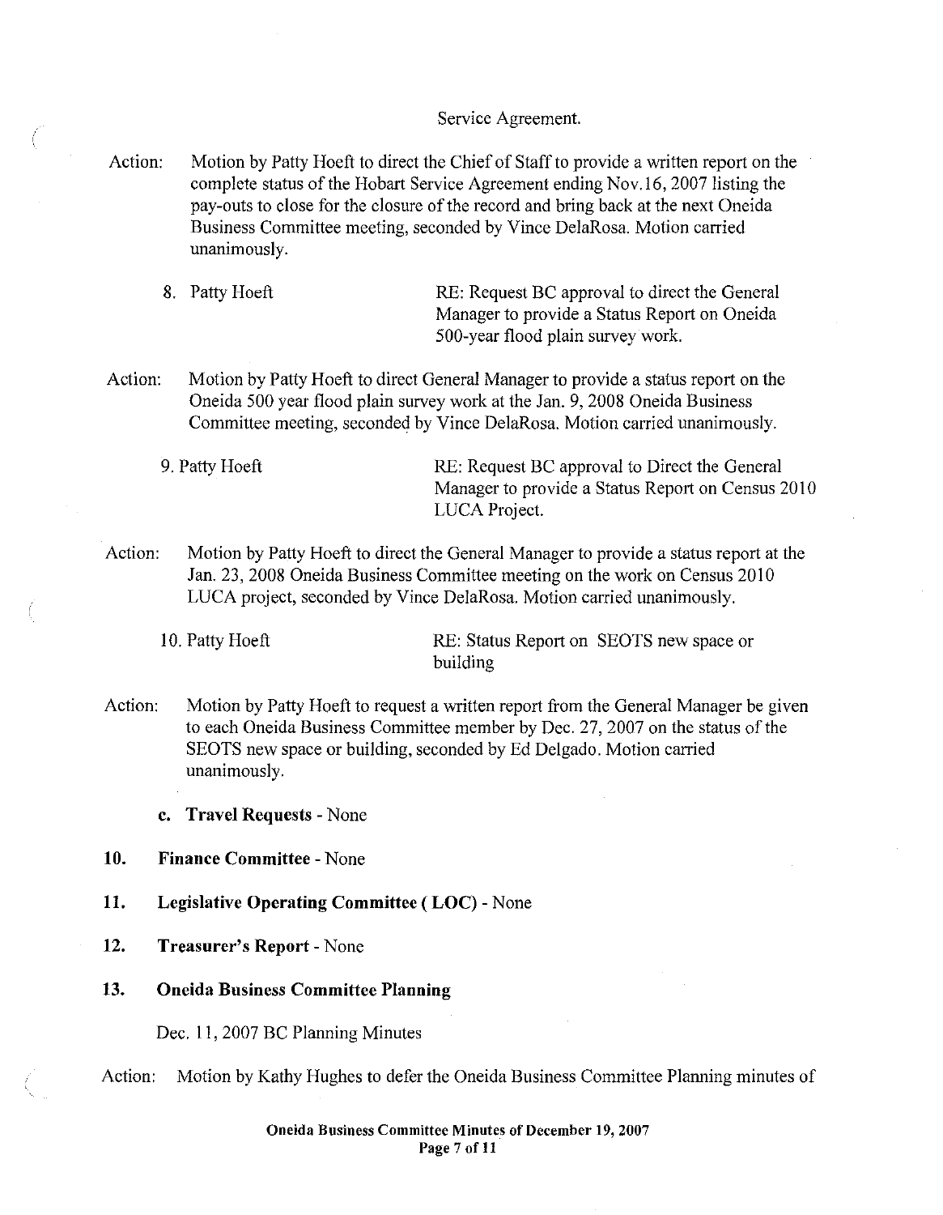Service Agreement.

Action: Motion by Patty Hoeft to direct the Chief of Staff to provide a written report on the complete status of the Hobart Service Agreement ending Nov.16, 2007 listing the pay-outs to close for the closure of the record and bring back at the next Oneida Business Committee meeting, seconded by Vince DelaRosa. Motion carried unanimously.

8. Patty Hoeft — RE: Request BC approval to direct the General Manager to provide a Status Report on Oneida 500-year flood plain survey work.

Action: Motion by Patty Hoeft to direct General Manager to provide a status report on the Oneida 500 year flood plain survey work at the Jan. 9, 2008 Oneida Business Committee meeting, seconded by Vince DelaRosa. Motion carried unanimously.

9. Patty Hoeft — RE: Request BC approval to Direct the General Manager to provide a Status Report on Census 2010 LUCA Project.

Action: Motion by Patty Hoeft to direct the General Manager to provide a status report at the Jan. 23, 2008 Oneida Business Committee meeting on the work on Census 2010 LUCA project, seconded by Vince DelaRosa. Motion carried unanimously.

10. Patty Hoeft — RE: Status Report on SEOTS new space or building

Action: Motion by Patty Hoeft to request a written report from the General Manager be given to each Oneida Business Committee member by Dec. 27, 2007 on the status of the SEOTS new space or building, seconded by Ed Delgado. Motion carried unanimously.

**c. Travel Requests** - None

**10. Finance Committee** - None

**11. Legislative Operating Committee ( LOC)** - None

**12. Treasurer's Report** - None

**13. Oneida Business Committee Planning**

Dec. 11, 2007 BC Planning Minutes

Action: Motion by Kathy Hughes to defer the Oneida Business Committee Planning minutes of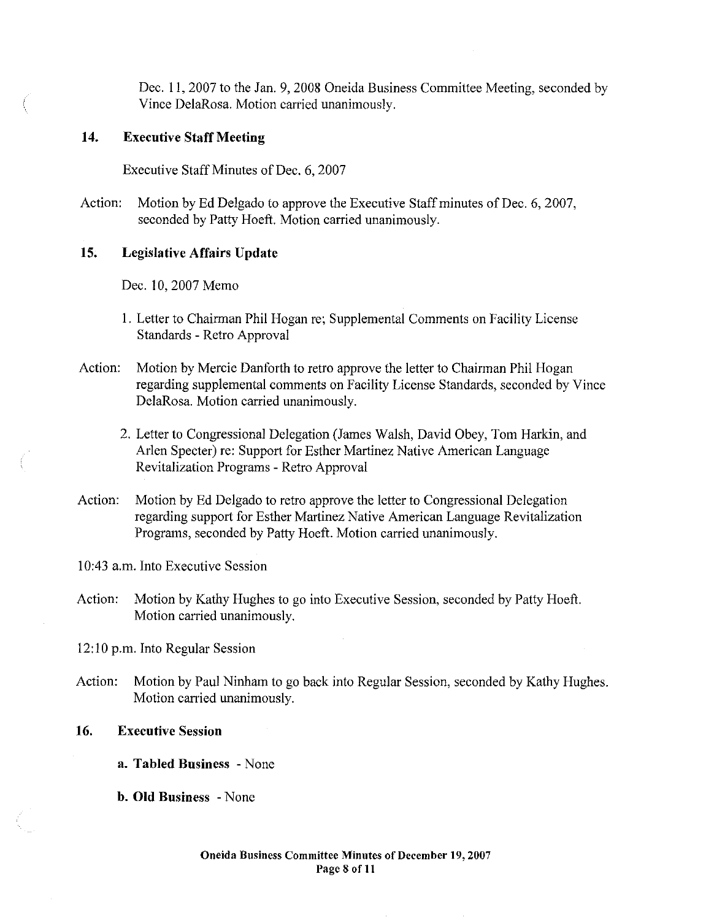Dec. 11, 2007 to the Jan. 9, 2008 Oneida Business Committee Meeting, seconded by Vince DelaRosa. Motion carried unanimously.

## 14. Executive Staff Meeting

Executive Staff Minutes of Dec. 6, 2007

Action: Motion by Ed Delgado to approve the Executive Staff minutes of Dec. 6, 2007, seconded by Patty Hoeft. Motion carried unanimously.

## 15. Legislative Affairs Update

Dec. 10, 2007 Memo

1. Letter to Chairman Phil Hogan re; Supplemental Comments on Facility License Standards - Retro Approval

Action: Motion by Mercie Danforth to retro approve the letter to Chairman Phil Hogan regarding supplemental comments on Facility License Standards, seconded by Vince DelaRosa. Motion carried unanimously.

2. Letter to Congressional Delegation (James Walsh, David Obey, Tom Harkin, and Arlen Specter) re: Support for Esther Martinez Native American Language Revitalization Programs - Retro Approval

Action: Motion by Ed Delgado to retro approve the letter to Congressional Delegation regarding support for Esther Martinez Native American Language Revitalization Programs, seconded by Patty Hoeft. Motion carried unanimously.

10:43 a.m. Into Executive Session

Action: Motion by Kathy Hughes to go into Executive Session, seconded by Patty Hoeft. Motion carried unanimously.

12:10 p.m. Into Regular Session

Action: Motion by Paul Ninham to go back into Regular Session, seconded by Kathy Hughes. Motion carried unanimously.

## 16. Executive Session

**a. Tabled Business** - None

**b. Old Business** - None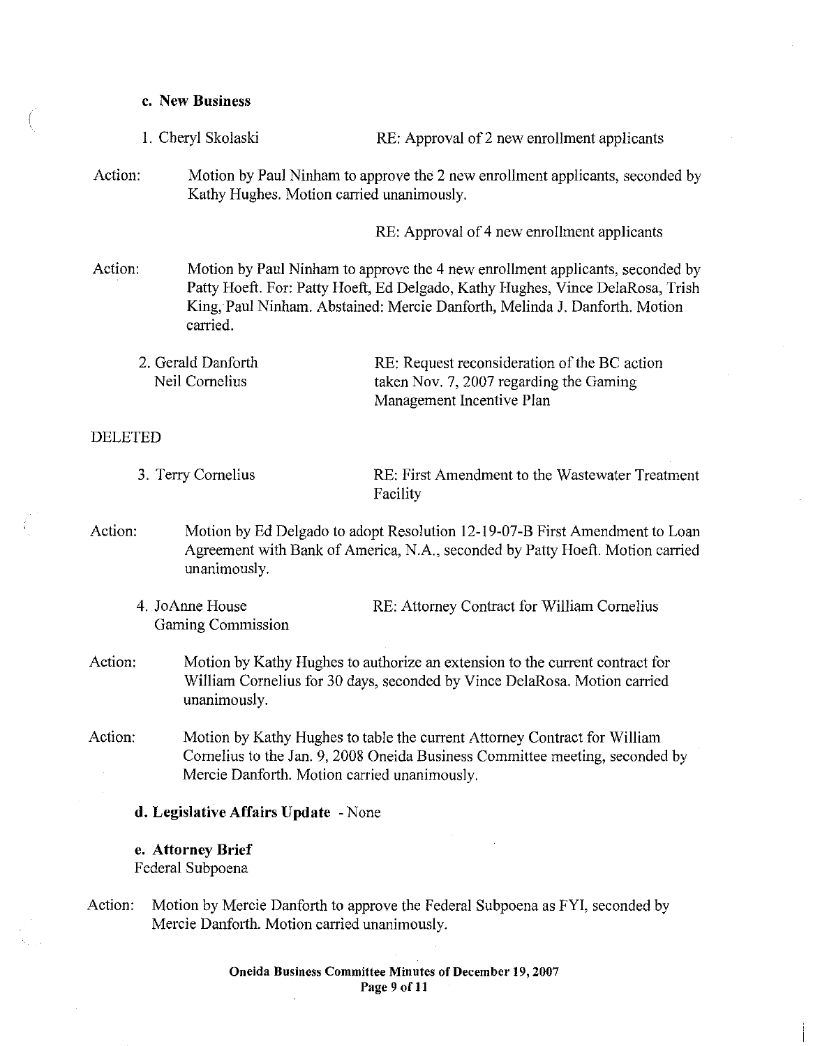**c. New Business**

1. Cheryl Skolaski — RE: Approval of 2 new enrollment applicants

Action: Motion by Paul Ninham to approve the 2 new enrollment applicants, seconded by Kathy Hughes. Motion carried unanimously.

RE: Approval of 4 new enrollment applicants

Action: Motion by Paul Ninham to approve the 4 new enrollment applicants, seconded by Patty Hoeft. For: Patty Hoeft, Ed Delgado, Kathy Hughes, Vince DelaRosa, Trish King, Paul Ninham. Abstained: Mercie Danforth, Melinda J. Danforth. Motion carried.

2. Gerald Danforth, Neil Cornelius — RE: Request reconsideration of the BC action taken Nov. 7, 2007 regarding the Gaming Management Incentive Plan

DELETED

3. Terry Cornelius — RE: First Amendment to the Wastewater Treatment Facility

Action: Motion by Ed Delgado to adopt Resolution 12-19-07-B First Amendment to Loan Agreement with Bank of America, N.A., seconded by Patty Hoeft. Motion carried unanimously.

4. JoAnne House, Gaming Commission — RE: Attorney Contract for William Cornelius

Action: Motion by Kathy Hughes to authorize an extension to the current contract for William Cornelius for 30 days, seconded by Vince DelaRosa. Motion carried unanimously.

Action: Motion by Kathy Hughes to table the current Attorney Contract for William Cornelius to the Jan. 9, 2008 Oneida Business Committee meeting, seconded by Mercie Danforth. Motion carried unanimously.

**d. Legislative Affairs Update** - None

**e. Attorney Brief**

Federal Subpoena

Action: Motion by Mercie Danforth to approve the Federal Subpoena as FYI, seconded by Mercie Danforth. Motion carried unanimously.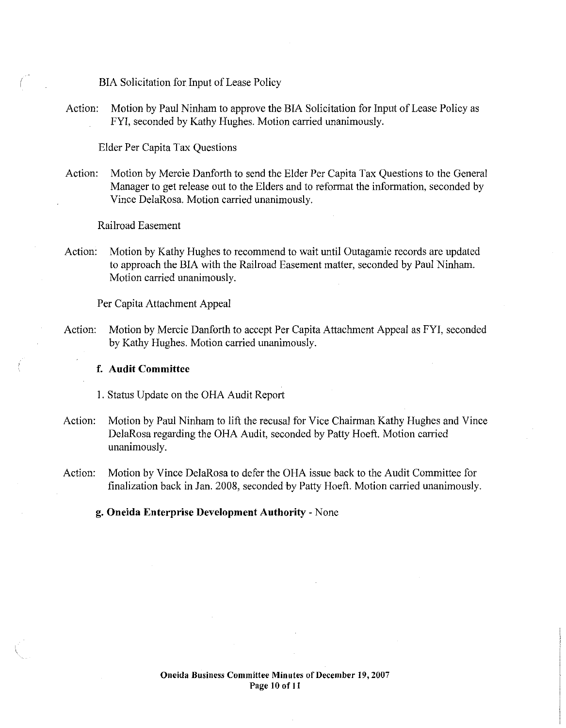BIA Solicitation for Input of Lease Policy

Action: Motion by Paul Ninham to approve the BIA Solicitation for Input of Lease Policy as FYI, seconded by Kathy Hughes. Motion carried unanimously.

Elder Per Capita Tax Questions

Action: Motion by Mercie Danforth to send the Elder Per Capita Tax Questions to the General Manager to get release out to the Elders and to reformat the information, seconded by Vince DelaRosa. Motion carried unanimously.

Railroad Easement

Action: Motion by Kathy Hughes to recommend to wait until Outagamie records are updated to approach the BIA with the Railroad Easement matter, seconded by Paul Ninham. Motion carried unanimously.

Per Capita Attachment Appeal

Action: Motion by Mercie Danforth to accept Per Capita Attachment Appeal as FYI, seconded by Kathy Hughes. Motion carried unanimously.

**f. Audit Committee**

1. Status Update on the OHA Audit Report

Action: Motion by Paul Ninham to lift the recusal for Vice Chairman Kathy Hughes and Vince DelaRosa regarding the OHA Audit, seconded by Patty Hoeft. Motion carried unanimously.

Action: Motion by Vince DelaRosa to defer the OHA issue back to the Audit Committee for finalization back in Jan. 2008, seconded by Patty Hoeft. Motion carried unanimously.

**g. Oneida Enterprise Development Authority** - None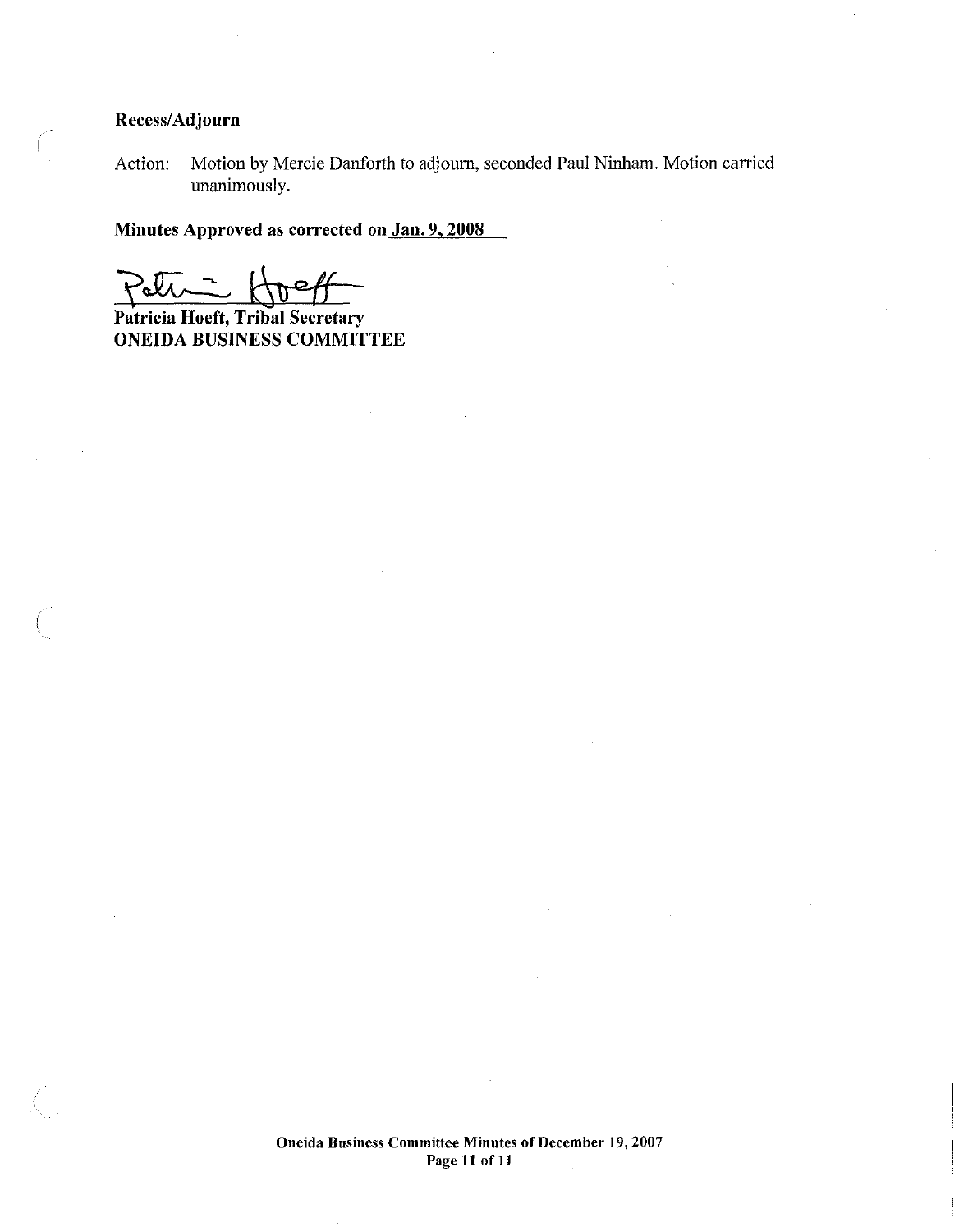**Recess/Adjourn**

Action: Motion by Mercie Danforth to adjourn, seconded Paul Ninham. Motion carried unanimously.

**Minutes Approved as corrected on Jan. 9, 2008**

Patricia Hoeft

**Patricia Hoeft, Tribal Secretary**
**ONEIDA BUSINESS COMMITTEE**